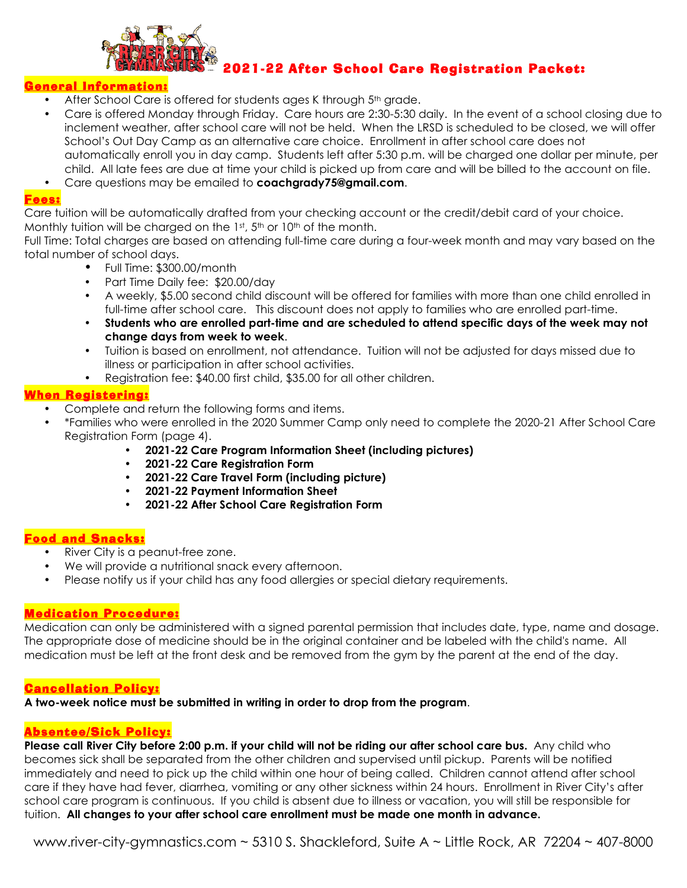# 2021-22 After School Care Registration Packet:

## General Information:

- After School Care is offered for students ages K through 5th grade.
- Care is offered Monday through Friday. Care hours are 2:30-5:30 daily. In the event of a school closing due to inclement weather, after school care will not be held. When the LRSD is scheduled to be closed, we will offer School's Out Day Camp as an alternative care choice. Enrollment in after school care does not automatically enroll you in day camp. Students left after 5:30 p.m. will be charged one dollar per minute, per child. All late fees are due at time your child is picked up from care and will be billed to the account on file.
- Care questions may be emailed to **coachgrady75@gmail.com**.

## Fees:

Care tuition will be automatically drafted from your checking account or the credit/debit card of your choice. Monthly tuition will be charged on the 1st, 5th or 10th of the month.

Full Time: Total charges are based on attending full-time care during a four-week month and may vary based on the total number of school days.

- Full Time: $300.00/month
- Part Time Daily fee: $20.00/day
- A weekly, $5.00 second child discount will be offered for families with more than one child enrolled in full-time after school care. This discount does not apply to families who are enrolled part-time.
- **Students who are enrolled part-time and are scheduled to attend specific days of the week may not change days from week to week**.
- Tuition is based on enrollment, not attendance. Tuition will not be adjusted for days missed due to illness or participation in after school activities.
- Registration fee: $40.00 first child, $35.00 for all other children.

## When Registering:

- Complete and return the following forms and items.
- *Families who were enrolled in the 2020 Summer Camp only need to complete the 2020-21 After School Care Registration Form (page 4).
  - **2021-22 Care Program Information Sheet (including pictures)**
  - **2021-22 Care Registration Form**
  - **2021-22 Care Travel Form (including picture)**
  - **2021-22 Payment Information Sheet**
  - **2021-22 After School Care Registration Form**

## Food and Snacks:

- River City is a peanut-free zone.
- We will provide a nutritional snack every afternoon.
- Please notify us if your child has any food allergies or special dietary requirements.

## Medication Procedure:

Medication can only be administered with a signed parental permission that includes date, type, name and dosage. The appropriate dose of medicine should be in the original container and be labeled with the child's name. All medication must be left at the front desk and be removed from the gym by the parent at the end of the day.

## Cancellation Policy:

**A two-week notice must be submitted in writing in order to drop from the program**.

## Absentee/Sick Policy:

**Please call River City before 2:00 p.m. if your child will not be riding our after school care bus.** Any child who becomes sick shall be separated from the other children and supervised until pickup. Parents will be notified immediately and need to pick up the child within one hour of being called. Children cannot attend after school care if they have had fever, diarrhea, vomiting or any other sickness within 24 hours. Enrollment in River City's after school care program is continuous. If you child is absent due to illness or vacation, you will still be responsible for tuition. **All changes to your after school care enrollment must be made one month in advance.**

www.river-city-gymnastics.com ~ 5310 S. Shackleford, Suite A ~ Little Rock, AR 72204 ~ 407-8000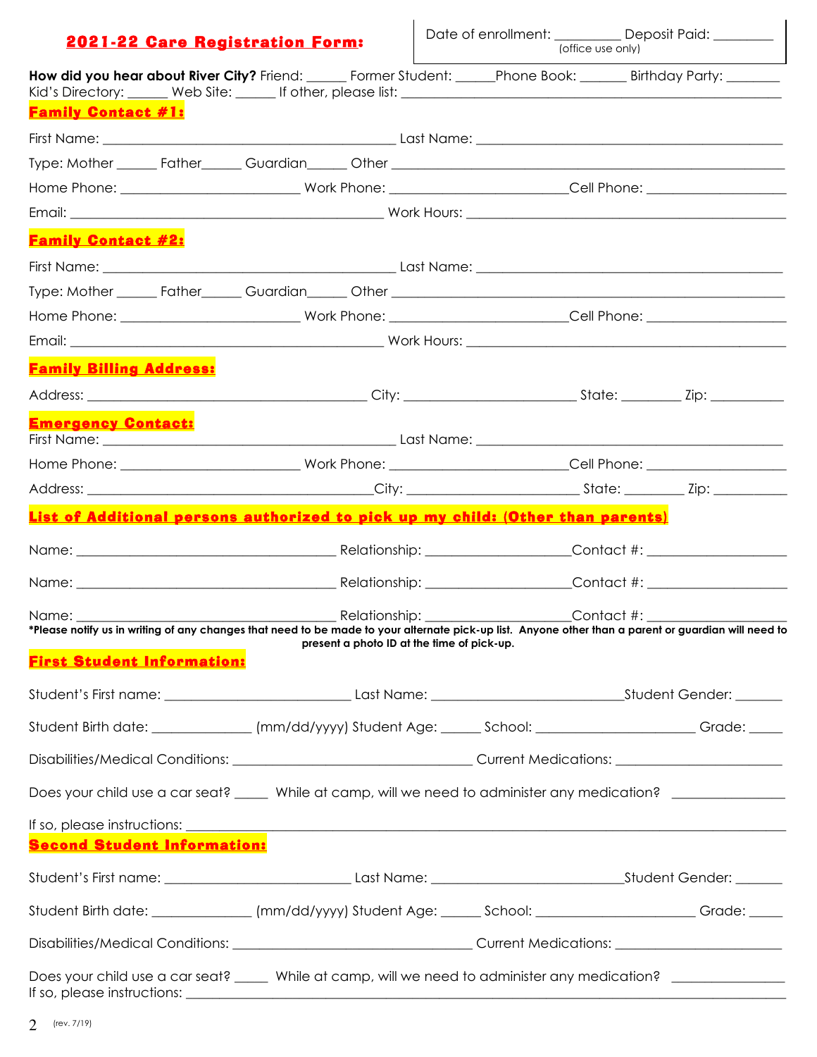## 2021-22 Care Registration Form:

Date of enrollment: _________ Deposit Paid: ________
(office use only)

**How did you hear about River City?** Friend: ______ Former Student: ______Phone Book: _______ Birthday Party: ________
Kid's Directory: ______ Web Site: ______ If other, please list: ____________________________________________________

### Family Contact #1:

First Name: ____________________________________________ Last Name: ____________________________________________

Type: Mother ______ Father______ Guardian______ Other ______________________________________________________

Home Phone: __________________________ Work Phone: __________________________Cell Phone: ____________________

Email: ______________________________________________ Work Hours: ______________________________________________

### Family Contact #2:

First Name: ____________________________________________ Last Name: ____________________________________________

Type: Mother ______ Father______ Guardian______ Other ______________________________________________________

Home Phone: __________________________ Work Phone: __________________________Cell Phone: ____________________

Email: ______________________________________________ Work Hours: ______________________________________________

### Family Billing Address:

Address: _________________________________________ City: _________________________ State: _________ Zip: ___________

### Emergency Contact:

First Name: ____________________________________________ Last Name: ____________________________________________

Home Phone: __________________________ Work Phone: __________________________Cell Phone: ____________________

Address: _________________________________________City: _________________________ State: _________ Zip: ___________

### List of Additional persons authorized to pick up my child: (Other than parents)

Name: ______________________________________ Relationship: _____________________Contact #: ____________________

Name: ______________________________________ Relationship: _____________________Contact #: ____________________

Name: ______________________________________ Relationship: _____________________Contact #: ____________________

***Please notify us in writing of any changes that need to be made to your alternate pick-up list. Anyone other than a parent or guardian will need to present a photo ID at the time of pick-up.**

### First Student Information:

Student's First name: ___________________________ Last Name: ___________________________Student Gender: _______

Student Birth date: ______________ (mm/dd/yyyy) Student Age: ______ School: _______________________ Grade: _____

Disabilities/Medical Conditions: ___________________________________ Current Medications: ________________________

Does your child use a car seat? _____ While at camp, will we need to administer any medication? ________________

If so, please instructions: ______________________________________________________________________________

### Second Student Information:

Student's First name: ___________________________ Last Name: ___________________________Student Gender: _______

Student Birth date: ______________ (mm/dd/yyyy) Student Age: ______ School: _______________________ Grade: _____

Disabilities/Medical Conditions: ___________________________________ Current Medications: ________________________

Does your child use a car seat? _____ While at camp, will we need to administer any medication? ________________
If so, please instructions: ______________________________________________________________________________

(rev. 7/19)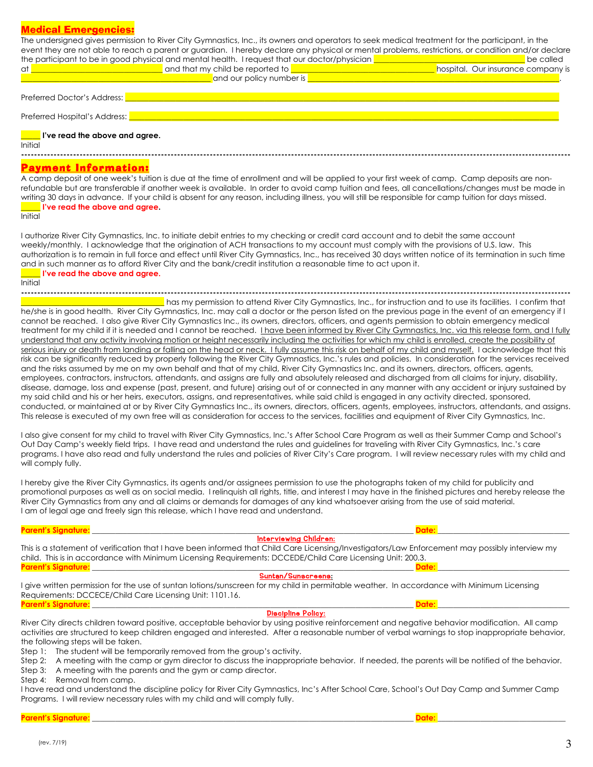## Medical Emergencies:

The undersigned gives permission to River City Gymnastics, Inc., its owners and operators to seek medical treatment for the participant, in the event they are not able to reach a parent or guardian. I hereby declare any physical or mental problems, restrictions, or condition and/or declare the participant to be in good physical and mental health. I request that our doctor/physician ____________________ be called at ____________________ and that my child be reported to ____________________ hospital. Our insurance company is ____________________ and our policy number is ____________________.

Preferred Doctor's Address: ____________________

Preferred Hospital's Address: ____________________

____ **I've read the above and agree.**
Initial

---

## Payment Information:

A camp deposit of one week's tuition is due at the time of enrollment and will be applied to your first week of camp. Camp deposits are non-refundable but are transferable if another week is available. In order to avoid camp tuition and fees, all cancellations/changes must be made in writing 30 days in advance. If your child is absent for any reason, including illness, you will still be responsible for camp tuition for days missed.

____ **I've read the above and agree.**
Initial

I authorize River City Gymnastics, Inc. to initiate debit entries to my checking or credit card account and to debit the same account weekly/monthly. I acknowledge that the origination of ACH transactions to my account must comply with the provisions of U.S. law. This authorization is to remain in full force and effect until River City Gymnastics, Inc., has received 30 days written notice of its termination in such time and in such manner as to afford River City and the bank/credit institution a reasonable time to act upon it.

____ **I've read the above and agree.**
Initial

---

____________________ has my permission to attend River City Gymnastics, Inc., for instruction and to use its facilities. I confirm that he/she is in good health. River City Gymnastics, Inc. may call a doctor or the person listed on the previous page in the event of an emergency if I cannot be reached. I also give River City Gymnastics Inc., its owners, directors, officers, and agents permission to obtain emergency medical treatment for my child if it is needed and I cannot be reached. I have been informed by River City Gymnastics, Inc. via this release form, and I fully understand that any activity involving motion or height necessarily including the activities for which my child is enrolled, create the possibility of serious injury or death from landing or falling on the head or neck. I fully assume this risk on behalf of my child and myself. I acknowledge that this risk can be significantly reduced by properly following the River City Gymnastics, Inc.'s rules and policies. In consideration for the services received and the risks assumed by me on my own behalf and that of my child, River City Gymnastics Inc. and its owners, directors, officers, agents, employees, contractors, instructors, attendants, and assigns are fully and absolutely released and discharged from all claims for injury, disability, disease, damage, loss and expense (past, present, and future) arising out of or connected in any manner with any accident or injury sustained by my said child and his or her heirs, executors, assigns, and representatives, while said child is engaged in any activity directed, sponsored, conducted, or maintained at or by River City Gymnastics Inc., its owners, directors, officers, agents, employees, instructors, attendants, and assigns. This release is executed of my own free will as consideration for access to the services, facilities and equipment of River City Gymnastics, Inc.

I also give consent for my child to travel with River City Gymnastics, Inc.'s After School Care Program as well as their Summer Camp and School's Out Day Camp's weekly field trips. I have read and understand the rules and guidelines for traveling with River City Gymnastics, Inc.'s care programs. I have also read and fully understand the rules and policies of River City's Care program. I will review necessary rules with my child and will comply fully.

I hereby give the River City Gymnastics, its agents and/or assignees permission to use the photographs taken of my child for publicity and promotional purposes as well as on social media. I relinquish all rights, title, and interest I may have in the finished pictures and hereby release the River City Gymnastics from any and all claims or demands for damages of any kind whatsoever arising from the use of said material. I am of legal age and freely sign this release, which I have read and understand.

**Parent's Signature:** ____________________ **Date:** ____________________

### Interviewing Children:

This is a statement of verification that I have been informed that Child Care Licensing/Investigators/Law Enforcement may possibly interview my child. This is in accordance with Minimum Licensing Requirements: DCCEDE/Child Care Licensing Unit: 200.3.

**Parent's Signature:** ____________________ **Date:** ____________________

### Suntan/Sunscreens:

I give written permission for the use of suntan lotions/sunscreen for my child in permitable weather. In accordance with Minimum Licensing Requirements: DCCECE/Child Care Licensing Unit: 1101.16.

**Parent's Signature:** ____________________ **Date:** ____________________

### Discipline Policy:

River City directs children toward positive, acceptable behavior by using positive reinforcement and negative behavior modification. All camp activities are structured to keep children engaged and interested. After a reasonable number of verbal warnings to stop inappropriate behavior, the following steps will be taken.

Step 1: The student will be temporarily removed from the group's activity.
Step 2: A meeting with the camp or gym director to discuss the inappropriate behavior. If needed, the parents will be notified of the behavior.
Step 3: A meeting with the parents and the gym or camp director.
Step 4: Removal from camp.

I have read and understand the discipline policy for River City Gymnastics, Inc's After School Care, School's Out Day Camp and Summer Camp Programs. I will review necessary rules with my child and will comply fully.

**Parent's Signature:** ____________________ **Date:** ____________________

(rev. 7/19)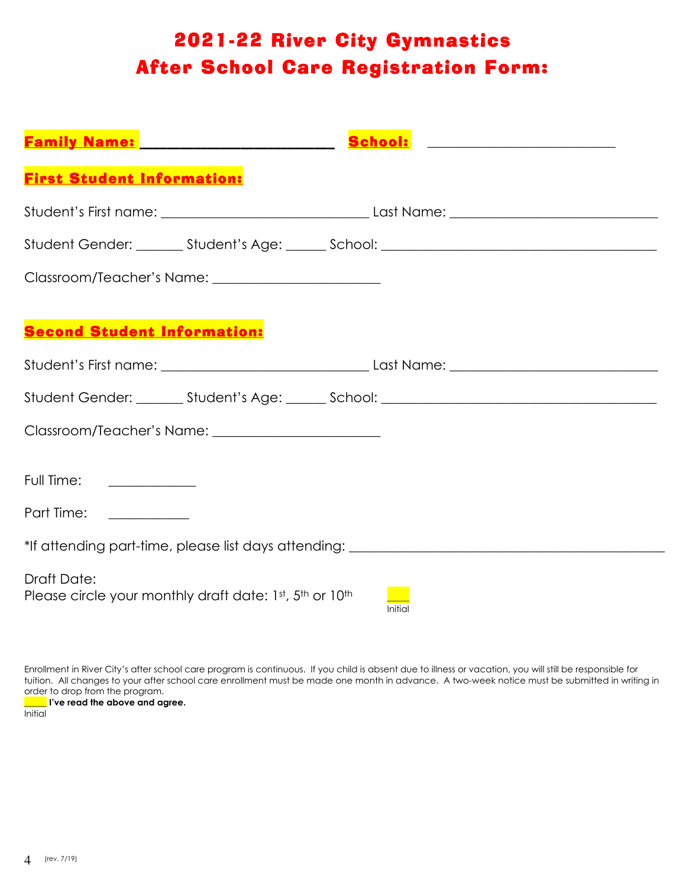# 2021-22 River City Gymnastics
# After School Care Registration Form:

**Family Name:** ________________________ **School:** ________________________

**First Student Information:**

Student's First name: ______________________________ Last Name: ______________________________

Student Gender: _______ Student's Age: ______ School: ________________________________________

Classroom/Teacher's Name: ________________________

**Second Student Information:**

Student's First name: ______________________________ Last Name: ______________________________

Student Gender: _______ Student's Age: ______ School: ________________________________________

Classroom/Teacher's Name: ________________________

Full Time: ____________

Part Time: ___________

*If attending part-time, please list days attending: _____________________________________________

Draft Date:
Please circle your monthly draft date: 1st, 5th or 10th ____
Initial

Enrollment in River City's after school care program is continuous. If you child is absent due to illness or vacation, you will still be responsible for tuition. All changes to your after school care enrollment must be made one month in advance. A two-week notice must be submitted in writing in order to drop from the program.

_____ **I've read the above and agree.**
Initial

(rev. 7/19)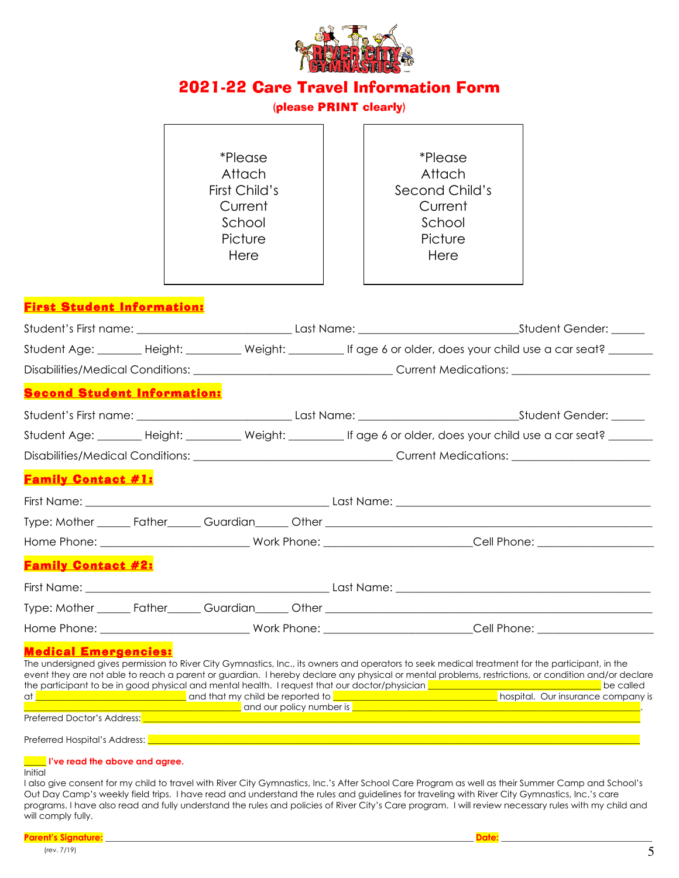# 2021-22 Care Travel Information Form

(please **PRINT** clearly)

*Please Attach First Child's Current School Picture Here

*Please Attach Second Child's Current School Picture Here

## First Student Information:

Student's First name: ___________________________ Last Name: ___________________________Student Gender: ______

Student Age: ________ Height: __________ Weight: __________ If age 6 or older, does your child use a car seat? ________

Disabilities/Medical Conditions: ___________________________________ Current Medications: ________________________

## Second Student Information:

Student's First name: ___________________________ Last Name: ___________________________Student Gender: ______

Student Age: ________ Height: __________ Weight: __________ If age 6 or older, does your child use a car seat? ________

Disabilities/Medical Conditions: ___________________________________ Current Medications: ________________________

## Family Contact #1:

First Name: ___________________________________________ Last Name: ___________________________________________

Type: Mother ______ Father______ Guardian______ Other ___________________________________________________________

Home Phone: __________________________ Work Phone: _________________________Cell Phone: ____________________

## Family Contact #2:

First Name: ___________________________________________ Last Name: ___________________________________________

Type: Mother ______ Father______ Guardian______ Other ___________________________________________________________

Home Phone: __________________________ Work Phone: _________________________Cell Phone: ____________________

## Medical Emergencies:

The undersigned gives permission to River City Gymnastics, Inc., its owners and operators to seek medical treatment for the participant, in the event they are not able to reach a parent or guardian. I hereby declare any physical or mental problems, restrictions, or condition and/or declare the participant to be in good physical and mental health. I request that our doctor/physician ______________________________ be called at ___________________________ and that my child be reported to ______________________________ hospital. Our insurance company is ______________________________________ and our policy number is ______________________________________________________.

Preferred Doctor's Address: ______________________________________________________________________________

Preferred Hospital's Address: _____________________________________________________________________________

_____ **I've read the above and agree.**
Initial

I also give consent for my child to travel with River City Gymnastics, Inc.'s After School Care Program as well as their Summer Camp and School's Out Day Camp's weekly field trips. I have read and understand the rules and guidelines for traveling with River City Gymnastics, Inc.'s care programs. I have also read and fully understand the rules and policies of River City's Care program. I will review necessary rules with my child and will comply fully.

**Parent's Signature:** _______________________________________________________________ **Date:** ____________________________

(rev. 7/19)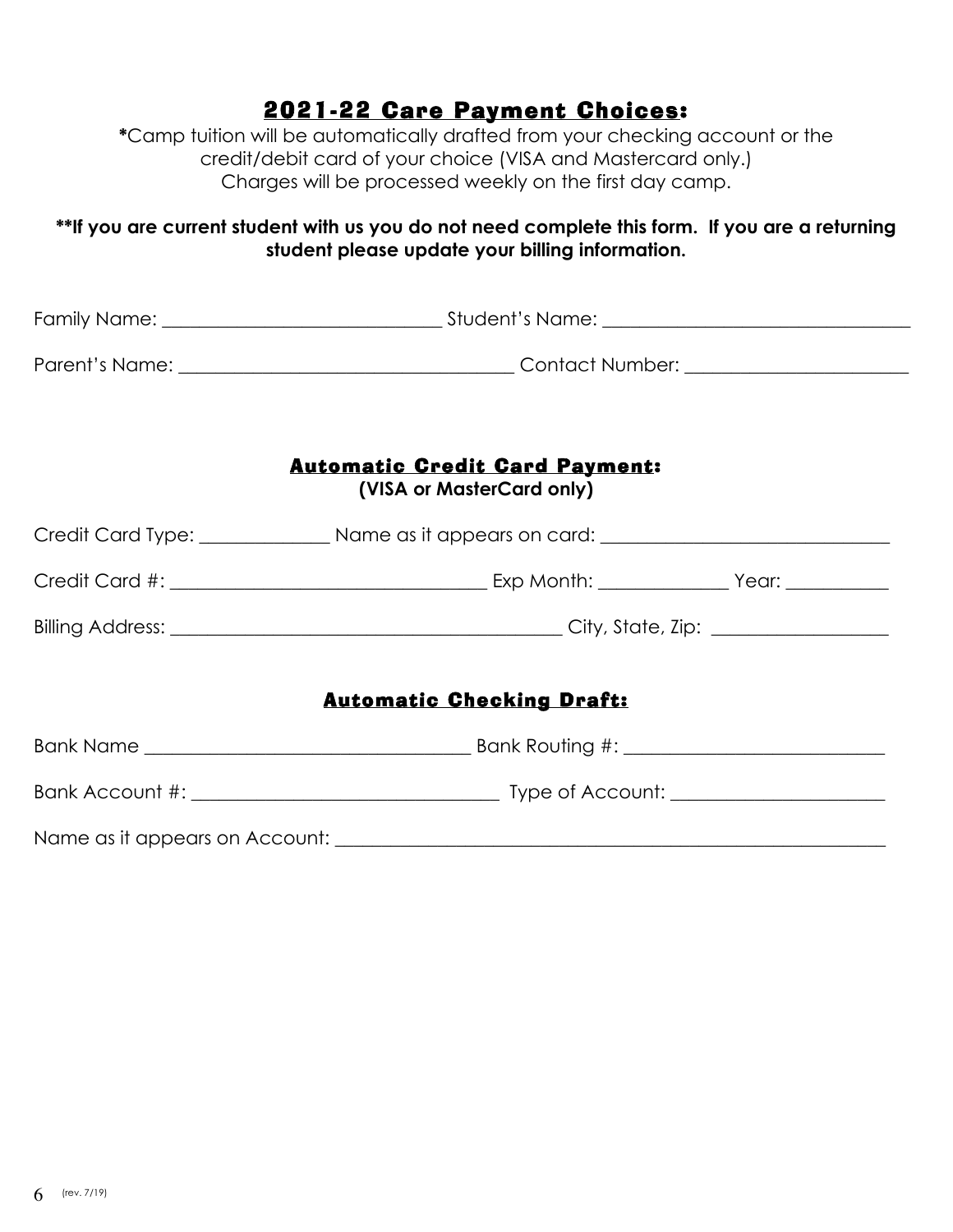## 2021-22 Care Payment Choices:

**\***Camp tuition will be automatically drafted from your checking account or the credit/debit card of your choice (VISA and Mastercard only.) Charges will be processed weekly on the first day camp.

**\*\*If you are current student with us you do not need complete this form. If you are a returning student please update your billing information.**

Family Name: _____________________________ Student's Name: _________________________________

Parent's Name: ___________________________________ Contact Number: _______________________

### Automatic Credit Card Payment:

**(VISA or MasterCard only)**

Credit Card Type: _____________ Name as it appears on card: ______________________________

Credit Card #: _________________________________ Exp Month: _____________ Year: ___________

Billing Address: _________________________________________ City, State, Zip: __________________

### Automatic Checking Draft:

Bank Name __________________________________ Bank Routing #: ___________________________

Bank Account #: ________________________________ Type of Account: ______________________

Name as it appears on Account: ____________________________________________________________

(rev. 7/19)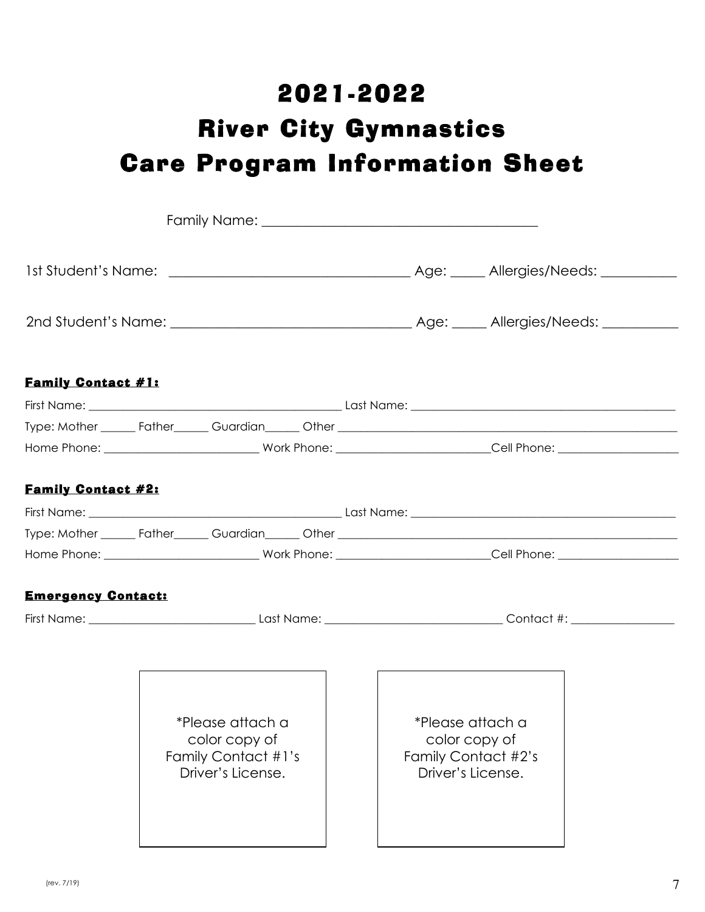# 2021-2022
# River City Gymnastics
# Care Program Information Sheet

Family Name: ________________________________________

1st Student's Name: ___________________________________ Age: _____ Allergies/Needs: ___________

2nd Student's Name: ___________________________________ Age: _____ Allergies/Needs: ___________

**Family Contact #1:**

First Name: _____________________________________________ Last Name: _____________________________________________

Type: Mother ______ Father______ Guardian______ Other ___________________________________________________________

Home Phone: _________________________ Work Phone: _________________________Cell Phone: ____________________

**Family Contact #2:**

First Name: _____________________________________________ Last Name: _____________________________________________

Type: Mother ______ Father______ Guardian______ Other ___________________________________________________________

Home Phone: _________________________ Work Phone: _________________________Cell Phone: ____________________

**Emergency Contact:**

First Name: ____________________________ Last Name: ______________________________ Contact #: _________________

*Please attach a color copy of Family Contact #1's Driver's License.

*Please attach a color copy of Family Contact #2's Driver's License.

(rev. 7/19)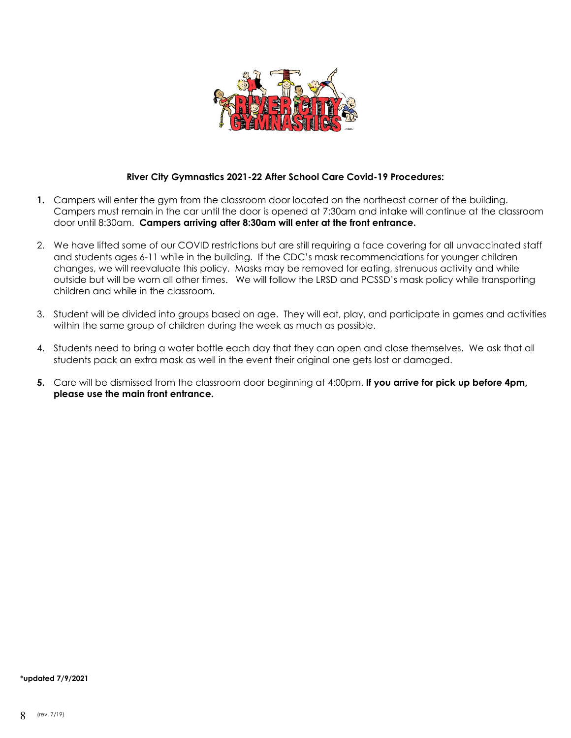**River City Gymnastics 2021-22 After School Care Covid-19 Procedures:**

1. Campers will enter the gym from the classroom door located on the northeast corner of the building. Campers must remain in the car until the door is opened at 7:30am and intake will continue at the classroom door until 8:30am. **Campers arriving after 8:30am will enter at the front entrance.**
2. We have lifted some of our COVID restrictions but are still requiring a face covering for all unvaccinated staff and students ages 6-11 while in the building. If the CDC's mask recommendations for younger children changes, we will reevaluate this policy. Masks may be removed for eating, strenuous activity and while outside but will be worn all other times. We will follow the LRSD and PCSSD's mask policy while transporting children and while in the classroom.
3. Student will be divided into groups based on age. They will eat, play, and participate in games and activities within the same group of children during the week as much as possible.
4. Students need to bring a water bottle each day that they can open and close themselves. We ask that all students pack an extra mask as well in the event their original one gets lost or damaged.
5. Care will be dismissed from the classroom door beginning at 4:00pm. **If you arrive for pick up before 4pm, please use the main front entrance.**

***updated 7/9/2021**

(rev. 7/19)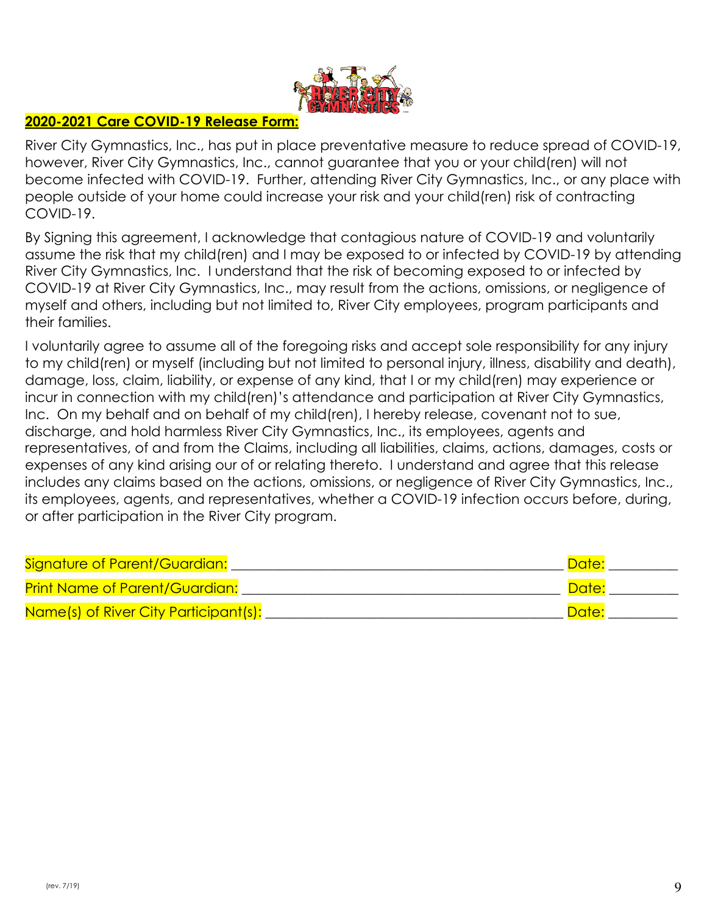**2020-2021 Care COVID-19 Release Form:**

River City Gymnastics, Inc., has put in place preventative measure to reduce spread of COVID-19, however, River City Gymnastics, Inc., cannot guarantee that you or your child(ren) will not become infected with COVID-19. Further, attending River City Gymnastics, Inc., or any place with people outside of your home could increase your risk and your child(ren) risk of contracting COVID-19.

By Signing this agreement, I acknowledge that contagious nature of COVID-19 and voluntarily assume the risk that my child(ren) and I may be exposed to or infected by COVID-19 by attending River City Gymnastics, Inc. I understand that the risk of becoming exposed to or infected by COVID-19 at River City Gymnastics, Inc., may result from the actions, omissions, or negligence of myself and others, including but not limited to, River City employees, program participants and their families.

I voluntarily agree to assume all of the foregoing risks and accept sole responsibility for any injury to my child(ren) or myself (including but not limited to personal injury, illness, disability and death), damage, loss, claim, liability, or expense of any kind, that I or my child(ren) may experience or incur in connection with my child(ren)'s attendance and participation at River City Gymnastics, Inc. On my behalf and on behalf of my child(ren), I hereby release, covenant not to sue, discharge, and hold harmless River City Gymnastics, Inc., its employees, agents and representatives, of and from the Claims, including all liabilities, claims, actions, damages, costs or expenses of any kind arising our of or relating thereto. I understand and agree that this release includes any claims based on the actions, omissions, or negligence of River City Gymnastics, Inc., its employees, agents, and representatives, whether a COVID-19 infection occurs before, during, or after participation in the River City program.

Signature of Parent/Guardian: ______________________________________________ Date: _________

Print Name of Parent/Guardian: _____________________________________________ Date: _________

Name(s) of River City Participant(s): ________________________________________ Date: _________

(rev. 7/19)